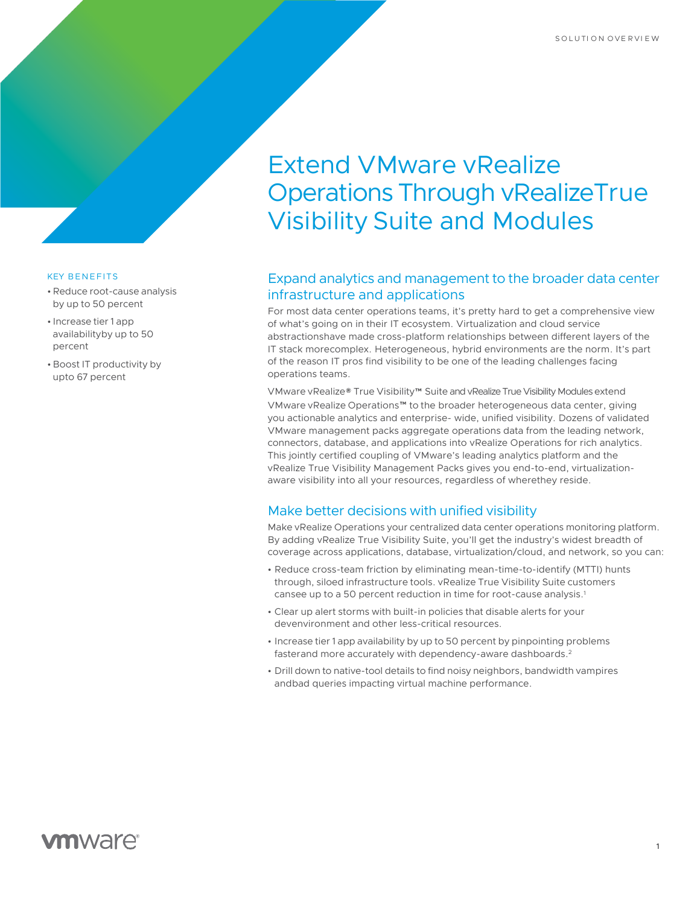SOLUTION OVERVIEW

# Extend VMware vRealize Operations Through vRealizeTrue Visibility Suite and Modules

KEY BENEFITS

- Reduce root-cause analysis by up to 50 percent
- Increase tier 1 app availabilityby up to 50 percent
- Boost IT productivity by upto 67 percent

## Expand analytics and management to the broader data center infrastructure and applications

For most data center operations teams, it's pretty hard to get a comprehensive view of what's going on in their IT ecosystem. Virtualization and cloud service abstractionshave made cross-platform relationships between different layers of the IT stack morecomplex. Heterogeneous, hybrid environments are the norm. It's part of the reason IT pros find visibility to be one of the leading challenges facing operations teams.

VMware vRealize® True Visibility™ Suite and vRealize True Visibility Modules extend VMware vRealize Operations™ to the broader heterogeneous data center, giving you actionable analytics and enterprise- wide, unified visibility. Dozens of validated VMware management packs aggregate operations data from the leading network, connectors, database, and applications into vRealize Operations for rich analytics. This jointly certified coupling of VMware's leading analytics platform and the vRealize True Visibility Management Packs gives you end-to-end, virtualization-aware visibility into all your resources, regardless of wherethey reside.

## Make better decisions with unified visibility

Make vRealize Operations your centralized data center operations monitoring platform. By adding vRealize True Visibility Suite, you'll get the industry's widest breadth of coverage across applications, database, virtualization/cloud, and network, so you can:

- Reduce cross-team friction by eliminating mean-time-to-identify (MTTI) hunts through, siloed infrastructure tools. vRealize True Visibility Suite customers cansee up to a 50 percent reduction in time for root-cause analysis.[1]
- Clear up alert storms with built-in policies that disable alerts for your devenvironment and other less-critical resources.
- Increase tier 1 app availability by up to 50 percent by pinpointing problems fasterand more accurately with dependency-aware dashboards.[2]
- Drill down to native-tool details to find noisy neighbors, bandwidth vampires andbad queries impacting virtual machine performance.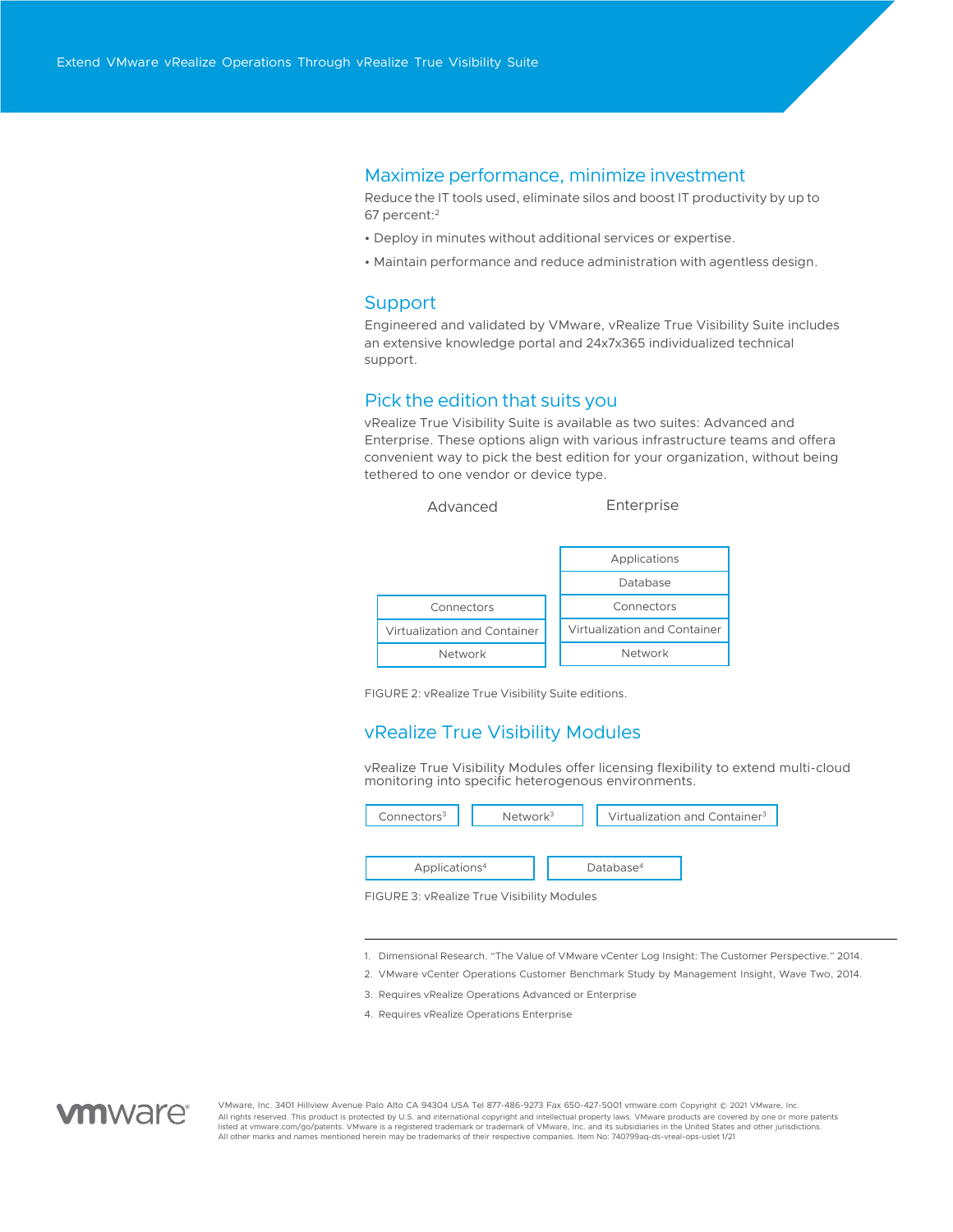## Maximize performance, minimize investment

Reduce the IT tools used, eliminate silos and boost IT productivity by up to 67 percent:[2]

- Deploy in minutes without additional services or expertise.
- Maintain performance and reduce administration with agentless design.

## Support

Engineered and validated by VMware, vRealize True Visibility Suite includes an extensive knowledge portal and 24x7x365 individualized technical support.

## Pick the edition that suits you

vRealize True Visibility Suite is available as two suites: Advanced and Enterprise. These options align with various infrastructure teams and offera convenient way to pick the best edition for your organization, without being tethered to one vendor or device type.

| Advanced | Enterprise |
|---|---|
| | Applications |
| | Database |
| Connectors | Connectors |
| Virtualization and Container | Virtualization and Container |
| Network | Network |

FIGURE 2: vRealize True Visibility Suite editions.

## vRealize True Visibility Modules

vRealize True Visibility Modules offer licensing flexibility to extend multi-cloud monitoring into specific heterogenous environments.

Connectors[3]

Network[3]

Virtualization and Container[3]

Applications[4]

Database[4]

FIGURE 3: vRealize True Visibility Modules

1. Dimensional Research. "The Value of VMware vCenter Log Insight: The Customer Perspective." 2014.
2. VMware vCenter Operations Customer Benchmark Study by Management Insight, Wave Two, 2014.
3. Requires vRealize Operations Advanced or Enterprise
4. Requires vRealize Operations Enterprise

VMware, Inc. 3401 Hillview Avenue Palo Alto CA 94304 USA Tel 877-486-9273 Fax 650-427-5001 vmware.com Copyright © 2021 VMware, Inc. All rights reserved. This product is protected by U.S. and international copyright and intellectual property laws. VMware products are covered by one or more patents listed at vmware.com/go/patents. VMware is a registered trademark or trademark of VMware, Inc. and its subsidiaries in the United States and other jurisdictions. All other marks and names mentioned herein may be trademarks of their respective companies. Item No: 740799aq-ds-vreal-ops-uslet 1/21